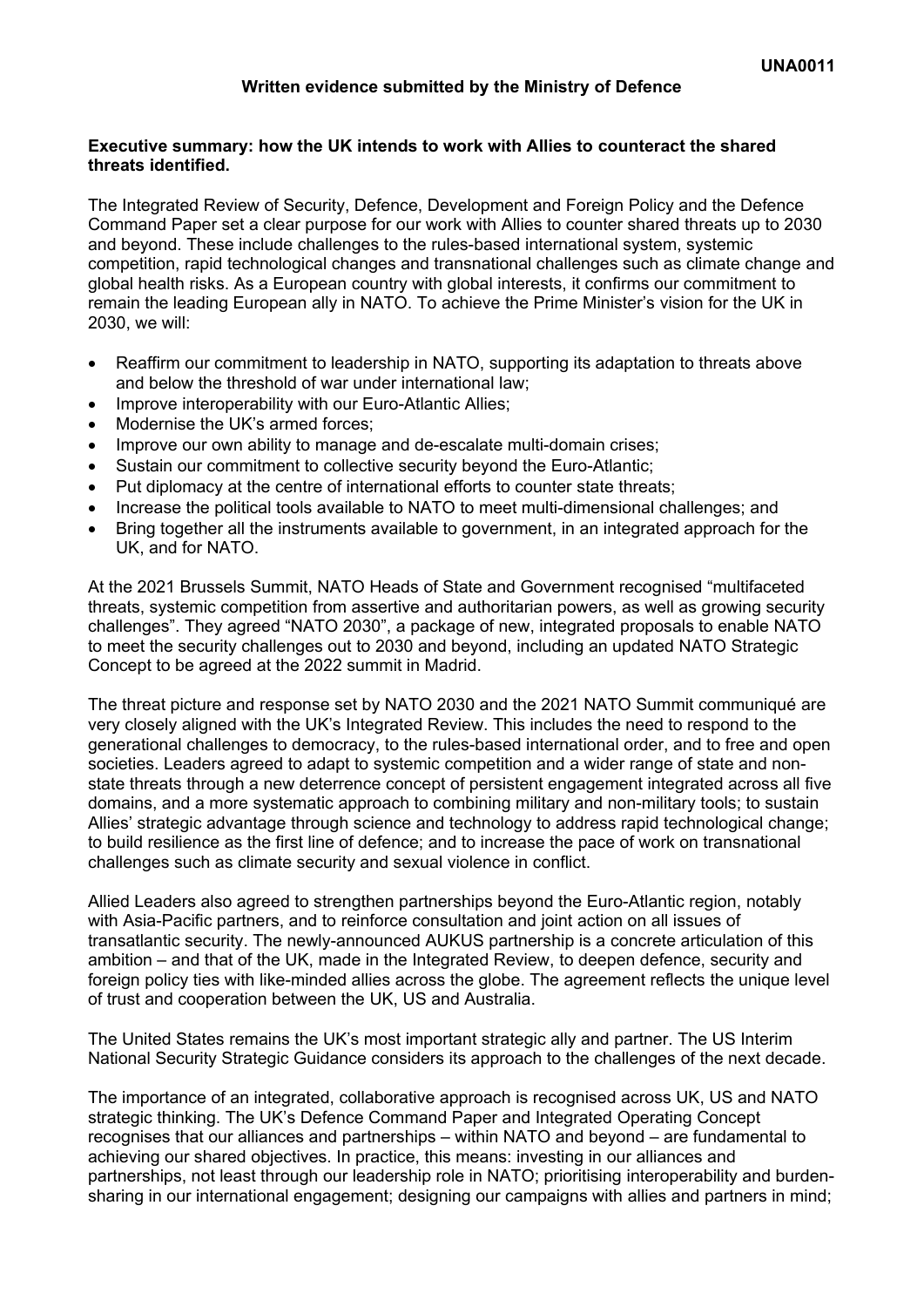UNA0011

**Written evidence submitted by the Ministry of Defence**

**Executive summary: how the UK intends to work with Allies to counteract the shared threats identified.**

The Integrated Review of Security, Defence, Development and Foreign Policy and the Defence Command Paper set a clear purpose for our work with Allies to counter shared threats up to 2030 and beyond. These include challenges to the rules-based international system, systemic competition, rapid technological changes and transnational challenges such as climate change and global health risks. As a European country with global interests, it confirms our commitment to remain the leading European ally in NATO. To achieve the Prime Minister's vision for the UK in 2030, we will:

- Reaffirm our commitment to leadership in NATO, supporting its adaptation to threats above and below the threshold of war under international law;
- Improve interoperability with our Euro-Atlantic Allies;
- Modernise the UK's armed forces;
- Improve our own ability to manage and de-escalate multi-domain crises;
- Sustain our commitment to collective security beyond the Euro-Atlantic;
- Put diplomacy at the centre of international efforts to counter state threats;
- Increase the political tools available to NATO to meet multi-dimensional challenges; and
- Bring together all the instruments available to government, in an integrated approach for the UK, and for NATO.

At the 2021 Brussels Summit, NATO Heads of State and Government recognised "multifaceted threats, systemic competition from assertive and authoritarian powers, as well as growing security challenges". They agreed "NATO 2030", a package of new, integrated proposals to enable NATO to meet the security challenges out to 2030 and beyond, including an updated NATO Strategic Concept to be agreed at the 2022 summit in Madrid.

The threat picture and response set by NATO 2030 and the 2021 NATO Summit communiqué are very closely aligned with the UK's Integrated Review. This includes the need to respond to the generational challenges to democracy, to the rules-based international order, and to free and open societies. Leaders agreed to adapt to systemic competition and a wider range of state and non-state threats through a new deterrence concept of persistent engagement integrated across all five domains, and a more systematic approach to combining military and non-military tools; to sustain Allies' strategic advantage through science and technology to address rapid technological change; to build resilience as the first line of defence; and to increase the pace of work on transnational challenges such as climate security and sexual violence in conflict.

Allied Leaders also agreed to strengthen partnerships beyond the Euro-Atlantic region, notably with Asia-Pacific partners, and to reinforce consultation and joint action on all issues of transatlantic security. The newly-announced AUKUS partnership is a concrete articulation of this ambition – and that of the UK, made in the Integrated Review, to deepen defence, security and foreign policy ties with like-minded allies across the globe. The agreement reflects the unique level of trust and cooperation between the UK, US and Australia.

The United States remains the UK's most important strategic ally and partner. The US Interim National Security Strategic Guidance considers its approach to the challenges of the next decade.

The importance of an integrated, collaborative approach is recognised across UK, US and NATO strategic thinking. The UK's Defence Command Paper and Integrated Operating Concept recognises that our alliances and partnerships – within NATO and beyond – are fundamental to achieving our shared objectives. In practice, this means: investing in our alliances and partnerships, not least through our leadership role in NATO; prioritising interoperability and burden-sharing in our international engagement; designing our campaigns with allies and partners in mind;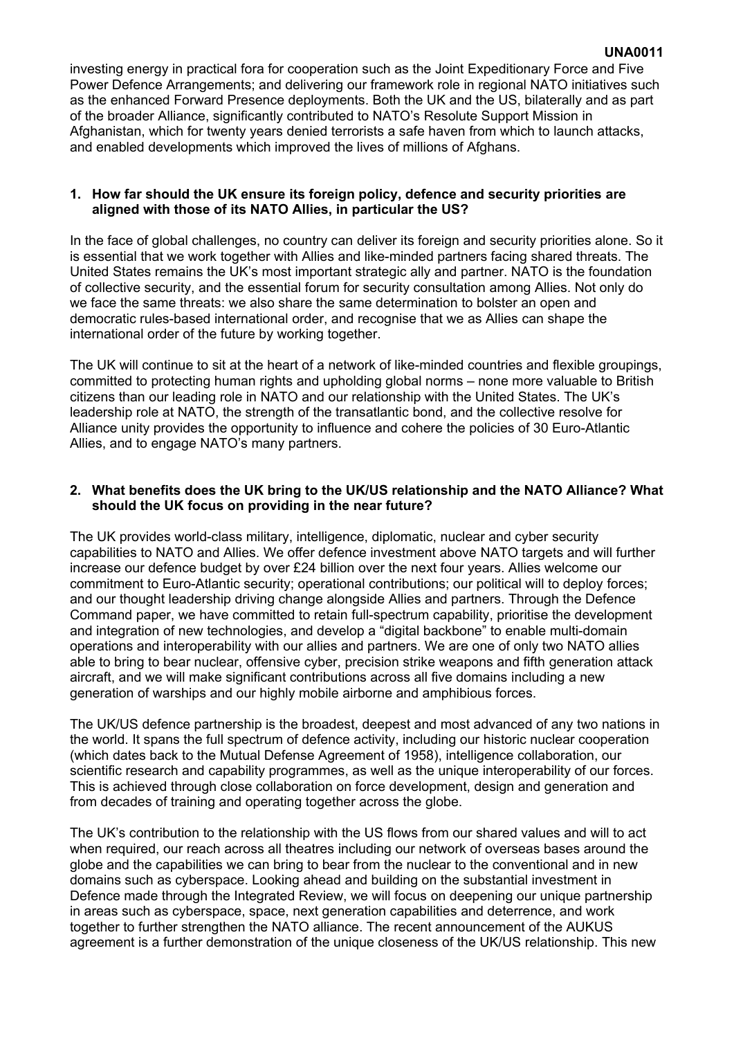investing energy in practical fora for cooperation such as the Joint Expeditionary Force and Five Power Defence Arrangements; and delivering our framework role in regional NATO initiatives such as the enhanced Forward Presence deployments. Both the UK and the US, bilaterally and as part of the broader Alliance, significantly contributed to NATO's Resolute Support Mission in Afghanistan, which for twenty years denied terrorists a safe haven from which to launch attacks, and enabled developments which improved the lives of millions of Afghans.

**1. How far should the UK ensure its foreign policy, defence and security priorities are aligned with those of its NATO Allies, in particular the US?**

In the face of global challenges, no country can deliver its foreign and security priorities alone. So it is essential that we work together with Allies and like-minded partners facing shared threats. The United States remains the UK's most important strategic ally and partner. NATO is the foundation of collective security, and the essential forum for security consultation among Allies. Not only do we face the same threats: we also share the same determination to bolster an open and democratic rules-based international order, and recognise that we as Allies can shape the international order of the future by working together.

The UK will continue to sit at the heart of a network of like-minded countries and flexible groupings, committed to protecting human rights and upholding global norms – none more valuable to British citizens than our leading role in NATO and our relationship with the United States. The UK's leadership role at NATO, the strength of the transatlantic bond, and the collective resolve for Alliance unity provides the opportunity to influence and cohere the policies of 30 Euro-Atlantic Allies, and to engage NATO's many partners.

**2. What benefits does the UK bring to the UK/US relationship and the NATO Alliance? What should the UK focus on providing in the near future?**

The UK provides world-class military, intelligence, diplomatic, nuclear and cyber security capabilities to NATO and Allies. We offer defence investment above NATO targets and will further increase our defence budget by over £24 billion over the next four years. Allies welcome our commitment to Euro-Atlantic security; operational contributions; our political will to deploy forces; and our thought leadership driving change alongside Allies and partners. Through the Defence Command paper, we have committed to retain full-spectrum capability, prioritise the development and integration of new technologies, and develop a "digital backbone" to enable multi-domain operations and interoperability with our allies and partners. We are one of only two NATO allies able to bring to bear nuclear, offensive cyber, precision strike weapons and fifth generation attack aircraft, and we will make significant contributions across all five domains including a new generation of warships and our highly mobile airborne and amphibious forces.

The UK/US defence partnership is the broadest, deepest and most advanced of any two nations in the world. It spans the full spectrum of defence activity, including our historic nuclear cooperation (which dates back to the Mutual Defense Agreement of 1958), intelligence collaboration, our scientific research and capability programmes, as well as the unique interoperability of our forces. This is achieved through close collaboration on force development, design and generation and from decades of training and operating together across the globe.

The UK's contribution to the relationship with the US flows from our shared values and will to act when required, our reach across all theatres including our network of overseas bases around the globe and the capabilities we can bring to bear from the nuclear to the conventional and in new domains such as cyberspace. Looking ahead and building on the substantial investment in Defence made through the Integrated Review, we will focus on deepening our unique partnership in areas such as cyberspace, space, next generation capabilities and deterrence, and work together to further strengthen the NATO alliance. The recent announcement of the AUKUS agreement is a further demonstration of the unique closeness of the UK/US relationship. This new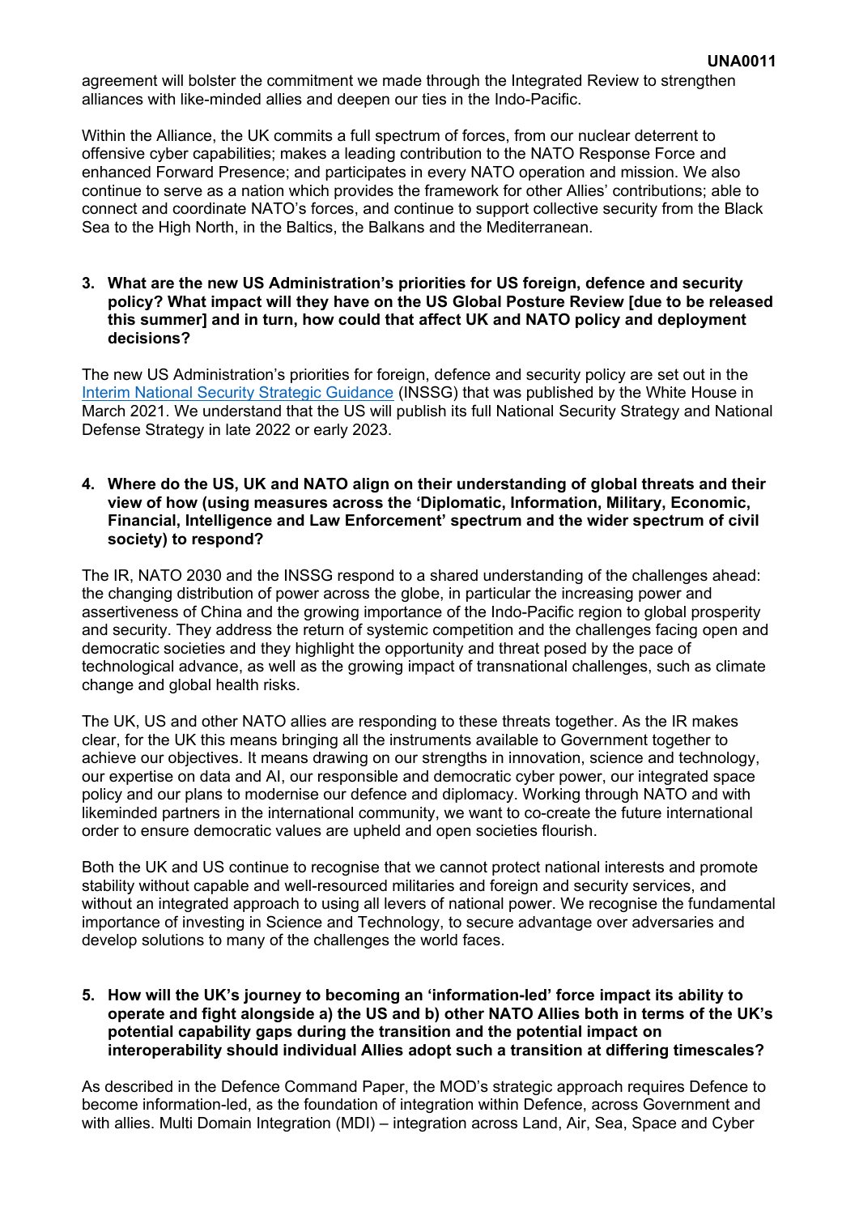agreement will bolster the commitment we made through the Integrated Review to strengthen alliances with like-minded allies and deepen our ties in the Indo-Pacific.

Within the Alliance, the UK commits a full spectrum of forces, from our nuclear deterrent to offensive cyber capabilities; makes a leading contribution to the NATO Response Force and enhanced Forward Presence; and participates in every NATO operation and mission. We also continue to serve as a nation which provides the framework for other Allies' contributions; able to connect and coordinate NATO's forces, and continue to support collective security from the Black Sea to the High North, in the Baltics, the Balkans and the Mediterranean.

**3. What are the new US Administration's priorities for US foreign, defence and security policy? What impact will they have on the US Global Posture Review [due to be released this summer] and in turn, how could that affect UK and NATO policy and deployment decisions?**

The new US Administration's priorities for foreign, defence and security policy are set out in the Interim National Security Strategic Guidance (INSSG) that was published by the White House in March 2021. We understand that the US will publish its full National Security Strategy and National Defense Strategy in late 2022 or early 2023.

**4. Where do the US, UK and NATO align on their understanding of global threats and their view of how (using measures across the 'Diplomatic, Information, Military, Economic, Financial, Intelligence and Law Enforcement' spectrum and the wider spectrum of civil society) to respond?**

The IR, NATO 2030 and the INSSG respond to a shared understanding of the challenges ahead: the changing distribution of power across the globe, in particular the increasing power and assertiveness of China and the growing importance of the Indo-Pacific region to global prosperity and security. They address the return of systemic competition and the challenges facing open and democratic societies and they highlight the opportunity and threat posed by the pace of technological advance, as well as the growing impact of transnational challenges, such as climate change and global health risks.

The UK, US and other NATO allies are responding to these threats together. As the IR makes clear, for the UK this means bringing all the instruments available to Government together to achieve our objectives. It means drawing on our strengths in innovation, science and technology, our expertise on data and AI, our responsible and democratic cyber power, our integrated space policy and our plans to modernise our defence and diplomacy. Working through NATO and with likeminded partners in the international community, we want to co-create the future international order to ensure democratic values are upheld and open societies flourish.

Both the UK and US continue to recognise that we cannot protect national interests and promote stability without capable and well-resourced militaries and foreign and security services, and without an integrated approach to using all levers of national power. We recognise the fundamental importance of investing in Science and Technology, to secure advantage over adversaries and develop solutions to many of the challenges the world faces.

**5. How will the UK's journey to becoming an 'information-led' force impact its ability to operate and fight alongside a) the US and b) other NATO Allies both in terms of the UK's potential capability gaps during the transition and the potential impact on interoperability should individual Allies adopt such a transition at differing timescales?**

As described in the Defence Command Paper, the MOD's strategic approach requires Defence to become information-led, as the foundation of integration within Defence, across Government and with allies. Multi Domain Integration (MDI) – integration across Land, Air, Sea, Space and Cyber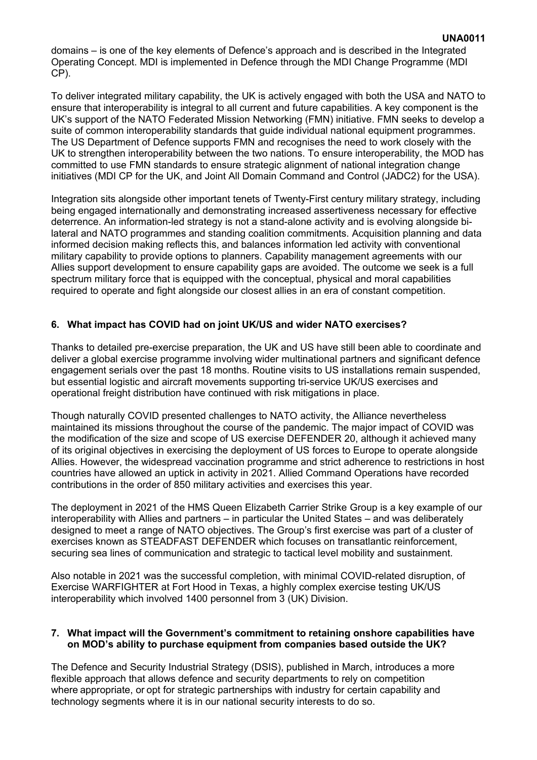domains – is one of the key elements of Defence's approach and is described in the Integrated Operating Concept. MDI is implemented in Defence through the MDI Change Programme (MDI CP).

To deliver integrated military capability, the UK is actively engaged with both the USA and NATO to ensure that interoperability is integral to all current and future capabilities. A key component is the UK's support of the NATO Federated Mission Networking (FMN) initiative. FMN seeks to develop a suite of common interoperability standards that guide individual national equipment programmes. The US Department of Defence supports FMN and recognises the need to work closely with the UK to strengthen interoperability between the two nations. To ensure interoperability, the MOD has committed to use FMN standards to ensure strategic alignment of national integration change initiatives (MDI CP for the UK, and Joint All Domain Command and Control (JADC2) for the USA).

Integration sits alongside other important tenets of Twenty-First century military strategy, including being engaged internationally and demonstrating increased assertiveness necessary for effective deterrence. An information-led strategy is not a stand-alone activity and is evolving alongside bi-lateral and NATO programmes and standing coalition commitments. Acquisition planning and data informed decision making reflects this, and balances information led activity with conventional military capability to provide options to planners. Capability management agreements with our Allies support development to ensure capability gaps are avoided. The outcome we seek is a full spectrum military force that is equipped with the conceptual, physical and moral capabilities required to operate and fight alongside our closest allies in an era of constant competition.

**6. What impact has COVID had on joint UK/US and wider NATO exercises?**

Thanks to detailed pre-exercise preparation, the UK and US have still been able to coordinate and deliver a global exercise programme involving wider multinational partners and significant defence engagement serials over the past 18 months. Routine visits to US installations remain suspended, but essential logistic and aircraft movements supporting tri-service UK/US exercises and operational freight distribution have continued with risk mitigations in place.

Though naturally COVID presented challenges to NATO activity, the Alliance nevertheless maintained its missions throughout the course of the pandemic. The major impact of COVID was the modification of the size and scope of US exercise DEFENDER 20, although it achieved many of its original objectives in exercising the deployment of US forces to Europe to operate alongside Allies. However, the widespread vaccination programme and strict adherence to restrictions in host countries have allowed an uptick in activity in 2021. Allied Command Operations have recorded contributions in the order of 850 military activities and exercises this year.

The deployment in 2021 of the HMS Queen Elizabeth Carrier Strike Group is a key example of our interoperability with Allies and partners – in particular the United States – and was deliberately designed to meet a range of NATO objectives. The Group's first exercise was part of a cluster of exercises known as STEADFAST DEFENDER which focuses on transatlantic reinforcement, securing sea lines of communication and strategic to tactical level mobility and sustainment.

Also notable in 2021 was the successful completion, with minimal COVID-related disruption, of Exercise WARFIGHTER at Fort Hood in Texas, a highly complex exercise testing UK/US interoperability which involved 1400 personnel from 3 (UK) Division.

**7. What impact will the Government's commitment to retaining onshore capabilities have on MOD's ability to purchase equipment from companies based outside the UK?**

The Defence and Security Industrial Strategy (DSIS), published in March, introduces a more flexible approach that allows defence and security departments to rely on competition where appropriate, or opt for strategic partnerships with industry for certain capability and technology segments where it is in our national security interests to do so.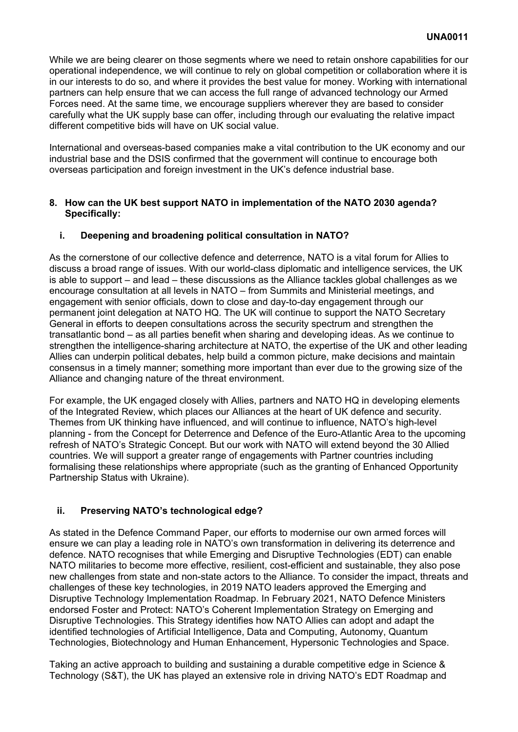While we are being clearer on those segments where we need to retain onshore capabilities for our operational independence, we will continue to rely on global competition or collaboration where it is in our interests to do so, and where it provides the best value for money. Working with international partners can help ensure that we can access the full range of advanced technology our Armed Forces need. At the same time, we encourage suppliers wherever they are based to consider carefully what the UK supply base can offer, including through our evaluating the relative impact different competitive bids will have on UK social value.

International and overseas-based companies make a vital contribution to the UK economy and our industrial base and the DSIS confirmed that the government will continue to encourage both overseas participation and foreign investment in the UK's defence industrial base.

**8. How can the UK best support NATO in implementation of the NATO 2030 agenda? Specifically:**

**i. Deepening and broadening political consultation in NATO?**

As the cornerstone of our collective defence and deterrence, NATO is a vital forum for Allies to discuss a broad range of issues. With our world-class diplomatic and intelligence services, the UK is able to support – and lead – these discussions as the Alliance tackles global challenges as we encourage consultation at all levels in NATO – from Summits and Ministerial meetings, and engagement with senior officials, down to close and day-to-day engagement through our permanent joint delegation at NATO HQ. The UK will continue to support the NATO Secretary General in efforts to deepen consultations across the security spectrum and strengthen the transatlantic bond – as all parties benefit when sharing and developing ideas. As we continue to strengthen the intelligence-sharing architecture at NATO, the expertise of the UK and other leading Allies can underpin political debates, help build a common picture, make decisions and maintain consensus in a timely manner; something more important than ever due to the growing size of the Alliance and changing nature of the threat environment.

For example, the UK engaged closely with Allies, partners and NATO HQ in developing elements of the Integrated Review, which places our Alliances at the heart of UK defence and security. Themes from UK thinking have influenced, and will continue to influence, NATO's high-level planning - from the Concept for Deterrence and Defence of the Euro-Atlantic Area to the upcoming refresh of NATO's Strategic Concept. But our work with NATO will extend beyond the 30 Allied countries. We will support a greater range of engagements with Partner countries including formalising these relationships where appropriate (such as the granting of Enhanced Opportunity Partnership Status with Ukraine).

**ii. Preserving NATO's technological edge?**

As stated in the Defence Command Paper, our efforts to modernise our own armed forces will ensure we can play a leading role in NATO's own transformation in delivering its deterrence and defence. NATO recognises that while Emerging and Disruptive Technologies (EDT) can enable NATO militaries to become more effective, resilient, cost-efficient and sustainable, they also pose new challenges from state and non-state actors to the Alliance. To consider the impact, threats and challenges of these key technologies, in 2019 NATO leaders approved the Emerging and Disruptive Technology Implementation Roadmap. In February 2021, NATO Defence Ministers endorsed Foster and Protect: NATO's Coherent Implementation Strategy on Emerging and Disruptive Technologies. This Strategy identifies how NATO Allies can adopt and adapt the identified technologies of Artificial Intelligence, Data and Computing, Autonomy, Quantum Technologies, Biotechnology and Human Enhancement, Hypersonic Technologies and Space.

Taking an active approach to building and sustaining a durable competitive edge in Science & Technology (S&T), the UK has played an extensive role in driving NATO's EDT Roadmap and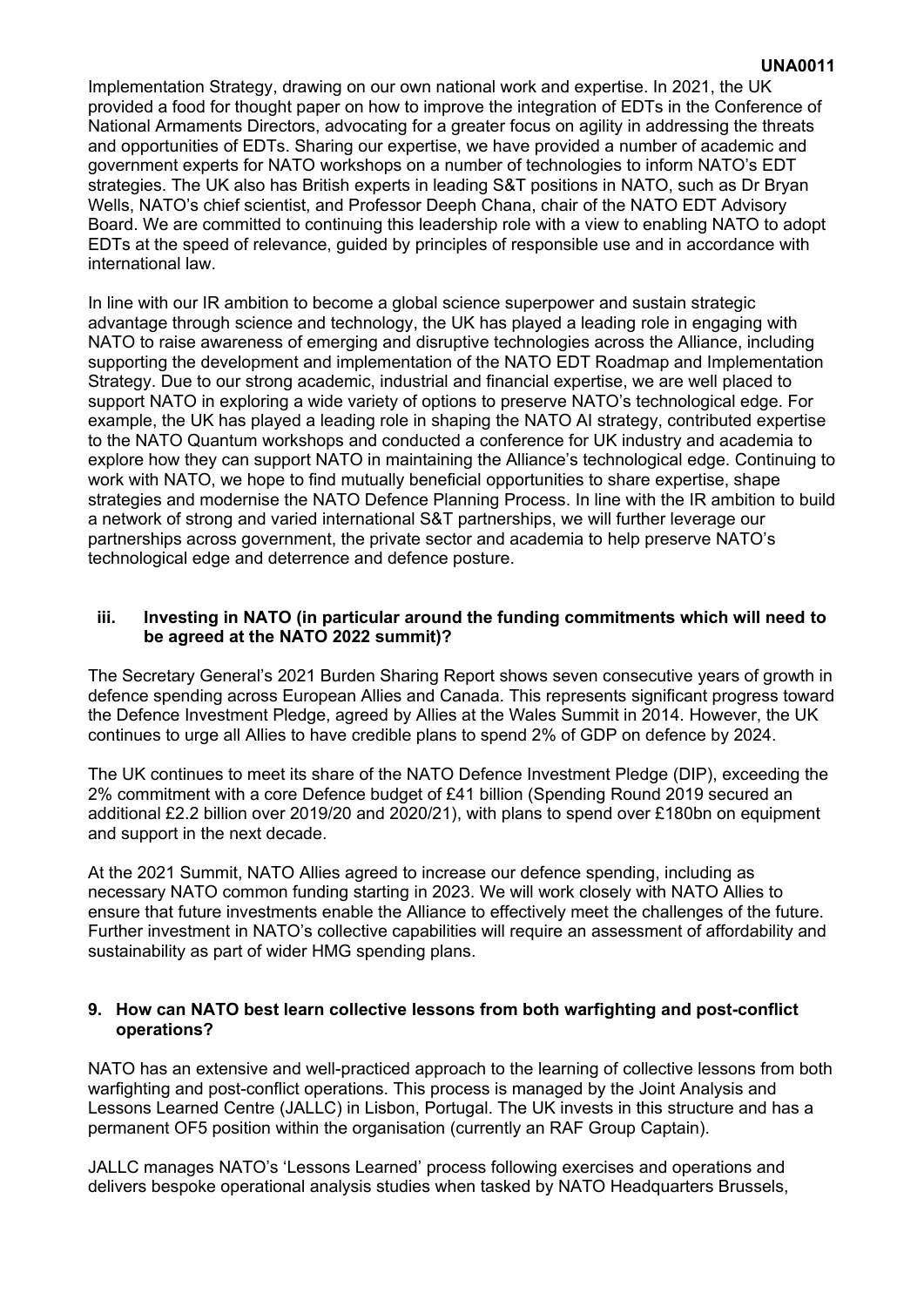Implementation Strategy, drawing on our own national work and expertise. In 2021, the UK provided a food for thought paper on how to improve the integration of EDTs in the Conference of National Armaments Directors, advocating for a greater focus on agility in addressing the threats and opportunities of EDTs. Sharing our expertise, we have provided a number of academic and government experts for NATO workshops on a number of technologies to inform NATO's EDT strategies. The UK also has British experts in leading S&T positions in NATO, such as Dr Bryan Wells, NATO's chief scientist, and Professor Deeph Chana, chair of the NATO EDT Advisory Board. We are committed to continuing this leadership role with a view to enabling NATO to adopt EDTs at the speed of relevance, guided by principles of responsible use and in accordance with international law.

In line with our IR ambition to become a global science superpower and sustain strategic advantage through science and technology, the UK has played a leading role in engaging with NATO to raise awareness of emerging and disruptive technologies across the Alliance, including supporting the development and implementation of the NATO EDT Roadmap and Implementation Strategy. Due to our strong academic, industrial and financial expertise, we are well placed to support NATO in exploring a wide variety of options to preserve NATO's technological edge. For example, the UK has played a leading role in shaping the NATO AI strategy, contributed expertise to the NATO Quantum workshops and conducted a conference for UK industry and academia to explore how they can support NATO in maintaining the Alliance's technological edge. Continuing to work with NATO, we hope to find mutually beneficial opportunities to share expertise, shape strategies and modernise the NATO Defence Planning Process. In line with the IR ambition to build a network of strong and varied international S&T partnerships, we will further leverage our partnerships across government, the private sector and academia to help preserve NATO's technological edge and deterrence and defence posture.

**iii. Investing in NATO (in particular around the funding commitments which will need to be agreed at the NATO 2022 summit)?**

The Secretary General's 2021 Burden Sharing Report shows seven consecutive years of growth in defence spending across European Allies and Canada. This represents significant progress toward the Defence Investment Pledge, agreed by Allies at the Wales Summit in 2014. However, the UK continues to urge all Allies to have credible plans to spend 2% of GDP on defence by 2024.

The UK continues to meet its share of the NATO Defence Investment Pledge (DIP), exceeding the 2% commitment with a core Defence budget of £41 billion (Spending Round 2019 secured an additional £2.2 billion over 2019/20 and 2020/21), with plans to spend over £180bn on equipment and support in the next decade.

At the 2021 Summit, NATO Allies agreed to increase our defence spending, including as necessary NATO common funding starting in 2023. We will work closely with NATO Allies to ensure that future investments enable the Alliance to effectively meet the challenges of the future. Further investment in NATO's collective capabilities will require an assessment of affordability and sustainability as part of wider HMG spending plans.

**9. How can NATO best learn collective lessons from both warfighting and post-conflict operations?**

NATO has an extensive and well-practiced approach to the learning of collective lessons from both warfighting and post-conflict operations. This process is managed by the Joint Analysis and Lessons Learned Centre (JALLC) in Lisbon, Portugal. The UK invests in this structure and has a permanent OF5 position within the organisation (currently an RAF Group Captain).

JALLC manages NATO's 'Lessons Learned' process following exercises and operations and delivers bespoke operational analysis studies when tasked by NATO Headquarters Brussels,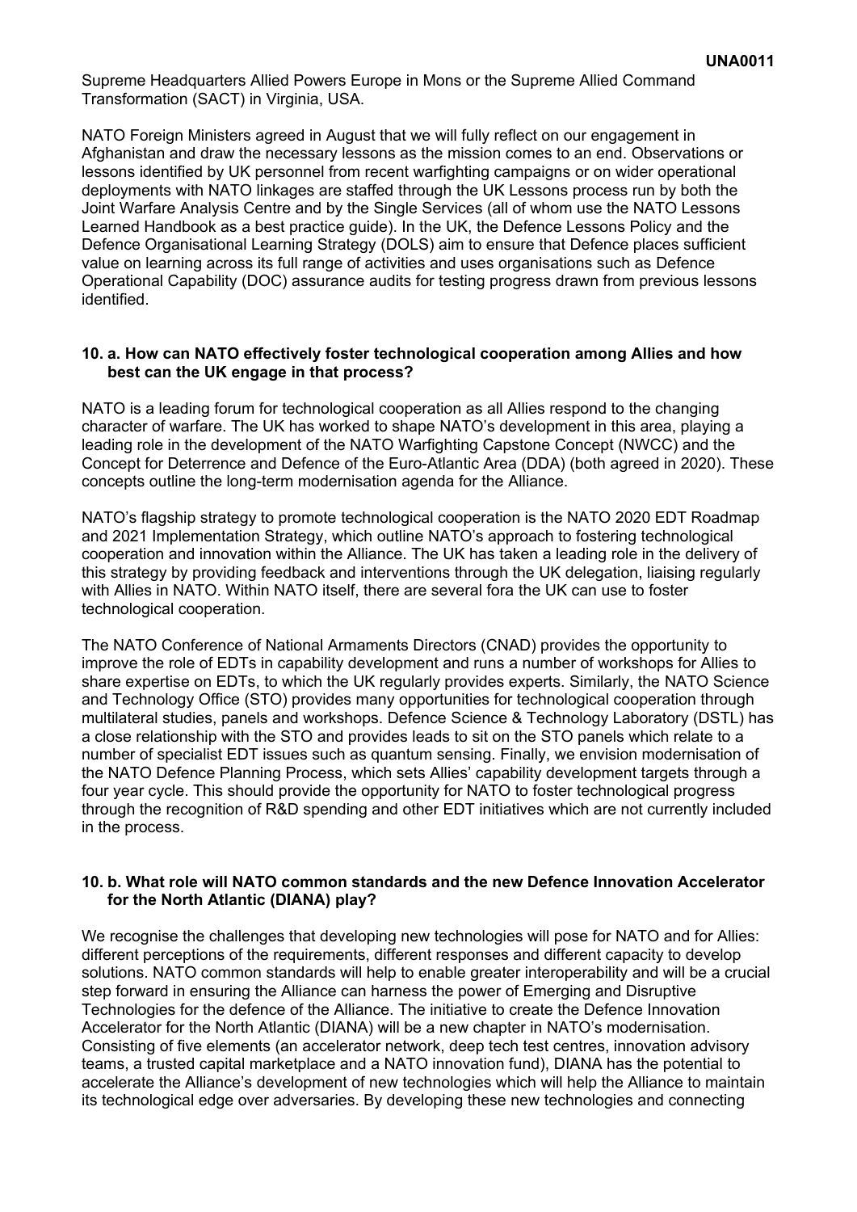Supreme Headquarters Allied Powers Europe in Mons or the Supreme Allied Command Transformation (SACT) in Virginia, USA.

NATO Foreign Ministers agreed in August that we will fully reflect on our engagement in Afghanistan and draw the necessary lessons as the mission comes to an end. Observations or lessons identified by UK personnel from recent warfighting campaigns or on wider operational deployments with NATO linkages are staffed through the UK Lessons process run by both the Joint Warfare Analysis Centre and by the Single Services (all of whom use the NATO Lessons Learned Handbook as a best practice guide). In the UK, the Defence Lessons Policy and the Defence Organisational Learning Strategy (DOLS) aim to ensure that Defence places sufficient value on learning across its full range of activities and uses organisations such as Defence Operational Capability (DOC) assurance audits for testing progress drawn from previous lessons identified.

**10. a. How can NATO effectively foster technological cooperation among Allies and how best can the UK engage in that process?**

NATO is a leading forum for technological cooperation as all Allies respond to the changing character of warfare. The UK has worked to shape NATO's development in this area, playing a leading role in the development of the NATO Warfighting Capstone Concept (NWCC) and the Concept for Deterrence and Defence of the Euro-Atlantic Area (DDA) (both agreed in 2020). These concepts outline the long-term modernisation agenda for the Alliance.

NATO's flagship strategy to promote technological cooperation is the NATO 2020 EDT Roadmap and 2021 Implementation Strategy, which outline NATO's approach to fostering technological cooperation and innovation within the Alliance. The UK has taken a leading role in the delivery of this strategy by providing feedback and interventions through the UK delegation, liaising regularly with Allies in NATO. Within NATO itself, there are several fora the UK can use to foster technological cooperation.

The NATO Conference of National Armaments Directors (CNAD) provides the opportunity to improve the role of EDTs in capability development and runs a number of workshops for Allies to share expertise on EDTs, to which the UK regularly provides experts. Similarly, the NATO Science and Technology Office (STO) provides many opportunities for technological cooperation through multilateral studies, panels and workshops. Defence Science & Technology Laboratory (DSTL) has a close relationship with the STO and provides leads to sit on the STO panels which relate to a number of specialist EDT issues such as quantum sensing. Finally, we envision modernisation of the NATO Defence Planning Process, which sets Allies' capability development targets through a four year cycle. This should provide the opportunity for NATO to foster technological progress through the recognition of R&D spending and other EDT initiatives which are not currently included in the process.

**10. b. What role will NATO common standards and the new Defence Innovation Accelerator for the North Atlantic (DIANA) play?**

We recognise the challenges that developing new technologies will pose for NATO and for Allies: different perceptions of the requirements, different responses and different capacity to develop solutions. NATO common standards will help to enable greater interoperability and will be a crucial step forward in ensuring the Alliance can harness the power of Emerging and Disruptive Technologies for the defence of the Alliance. The initiative to create the Defence Innovation Accelerator for the North Atlantic (DIANA) will be a new chapter in NATO's modernisation. Consisting of five elements (an accelerator network, deep tech test centres, innovation advisory teams, a trusted capital marketplace and a NATO innovation fund), DIANA has the potential to accelerate the Alliance's development of new technologies which will help the Alliance to maintain its technological edge over adversaries. By developing these new technologies and connecting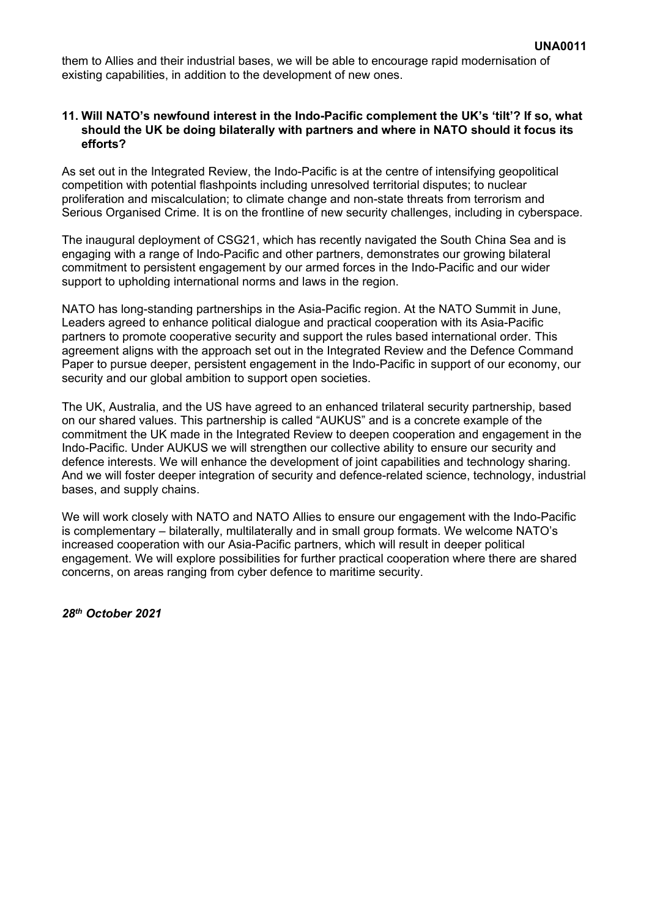them to Allies and their industrial bases, we will be able to encourage rapid modernisation of existing capabilities, in addition to the development of new ones.

**11. Will NATO's newfound interest in the Indo-Pacific complement the UK's 'tilt'? If so, what should the UK be doing bilaterally with partners and where in NATO should it focus its efforts?**

As set out in the Integrated Review, the Indo-Pacific is at the centre of intensifying geopolitical competition with potential flashpoints including unresolved territorial disputes; to nuclear proliferation and miscalculation; to climate change and non-state threats from terrorism and Serious Organised Crime. It is on the frontline of new security challenges, including in cyberspace.

The inaugural deployment of CSG21, which has recently navigated the South China Sea and is engaging with a range of Indo-Pacific and other partners, demonstrates our growing bilateral commitment to persistent engagement by our armed forces in the Indo-Pacific and our wider support to upholding international norms and laws in the region.

NATO has long-standing partnerships in the Asia-Pacific region. At the NATO Summit in June, Leaders agreed to enhance political dialogue and practical cooperation with its Asia-Pacific partners to promote cooperative security and support the rules based international order. This agreement aligns with the approach set out in the Integrated Review and the Defence Command Paper to pursue deeper, persistent engagement in the Indo-Pacific in support of our economy, our security and our global ambition to support open societies.

The UK, Australia, and the US have agreed to an enhanced trilateral security partnership, based on our shared values. This partnership is called "AUKUS" and is a concrete example of the commitment the UK made in the Integrated Review to deepen cooperation and engagement in the Indo-Pacific. Under AUKUS we will strengthen our collective ability to ensure our security and defence interests. We will enhance the development of joint capabilities and technology sharing. And we will foster deeper integration of security and defence-related science, technology, industrial bases, and supply chains.

We will work closely with NATO and NATO Allies to ensure our engagement with the Indo-Pacific is complementary – bilaterally, multilaterally and in small group formats. We welcome NATO's increased cooperation with our Asia-Pacific partners, which will result in deeper political engagement. We will explore possibilities for further practical cooperation where there are shared concerns, on areas ranging from cyber defence to maritime security.

***28th October 2021***